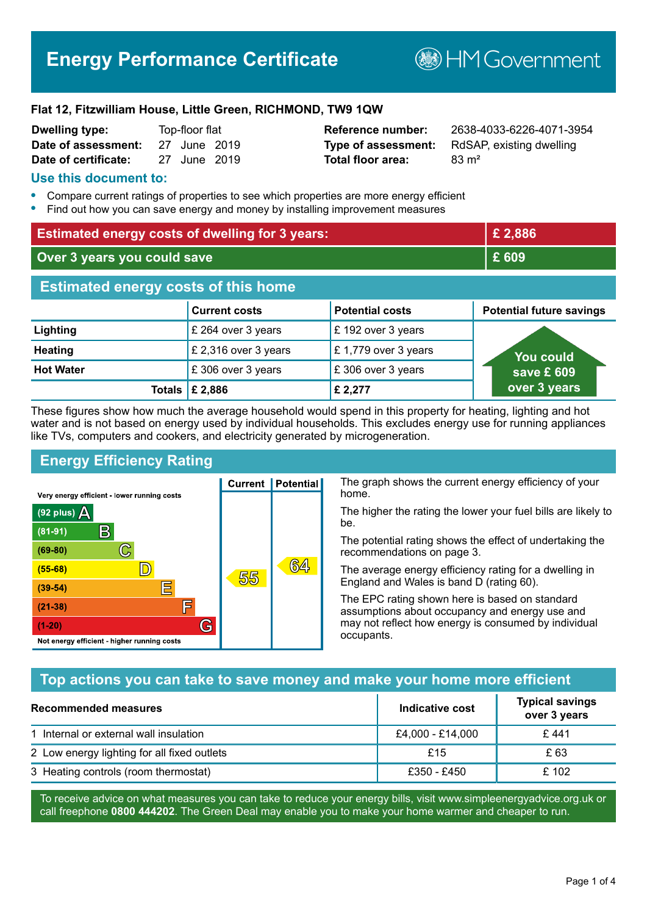# Energy Performance Certificate

HM Government

**Flat 12, Fitzwilliam House, Little Green, RICHMOND, TW9 1QW**

| | | | |
|---|---|---|---|
| **Dwelling type:** | Top-floor flat | **Reference number:** | 2638-4033-6226-4071-3954 |
| **Date of assessment:** | 27 June 2019 | **Type of assessment:** | RdSAP, existing dwelling |
| **Date of certificate:** | 27 June 2019 | **Total floor area:** | 83 m² |

## Use this document to:

- Compare current ratings of properties to see which properties are more energy efficient
- Find out how you can save energy and money by installing improvement measures

| | |
|---|---|
| **Estimated energy costs of dwelling for 3 years:** | **£ 2,886** |
| **Over 3 years you could save** | **£ 609** |

## Estimated energy costs of this home

| | Current costs | Potential costs | Potential future savings |
|---|---|---|---|
| **Lighting** | £ 264 over 3 years | £ 192 over 3 years | You could save £ 609 over 3 years |
| **Heating** | £ 2,316 over 3 years | £ 1,779 over 3 years | |
| **Hot Water** | £ 306 over 3 years | £ 306 over 3 years | |
| **Totals** | **£ 2,886** | **£ 2,277** | |

These figures show how much the average household would spend in this property for heating, lighting and hot water and is not based on energy used by individual households. This excludes energy use for running appliances like TVs, computers and cookers, and electricity generated by microgeneration.

## Energy Efficiency Rating

| Rating | Current | Potential |
|---|---|---|
| Very energy efficient - lower running costs | | |
| (92 plus) A | | |
| (81-91) B | | |
| (69-80) C | | |
| (55-68) D | 55 | 64 |
| (39-54) E | | |
| (21-38) F | | |
| (1-20) G | | |
| Not energy efficient - higher running costs | | |

The graph shows the current energy efficiency of your home.

The higher the rating the lower your fuel bills are likely to be.

The potential rating shows the effect of undertaking the recommendations on page 3.

The average energy efficiency rating for a dwelling in England and Wales is band D (rating 60).

The EPC rating shown here is based on standard assumptions about occupancy and energy use and may not reflect how energy is consumed by individual occupants.

## Top actions you can take to save money and make your home more efficient

| Recommended measures | Indicative cost | Typical savings over 3 years |
|---|---|---|
| 1 Internal or external wall insulation | £4,000 - £14,000 | £ 441 |
| 2 Low energy lighting for all fixed outlets | £15 | £ 63 |
| 3 Heating controls (room thermostat) | £350 - £450 | £ 102 |

To receive advice on what measures you can take to reduce your energy bills, visit www.simpleenergyadvice.org.uk or call freephone **0800 444202**. The Green Deal may enable you to make your home warmer and cheaper to run.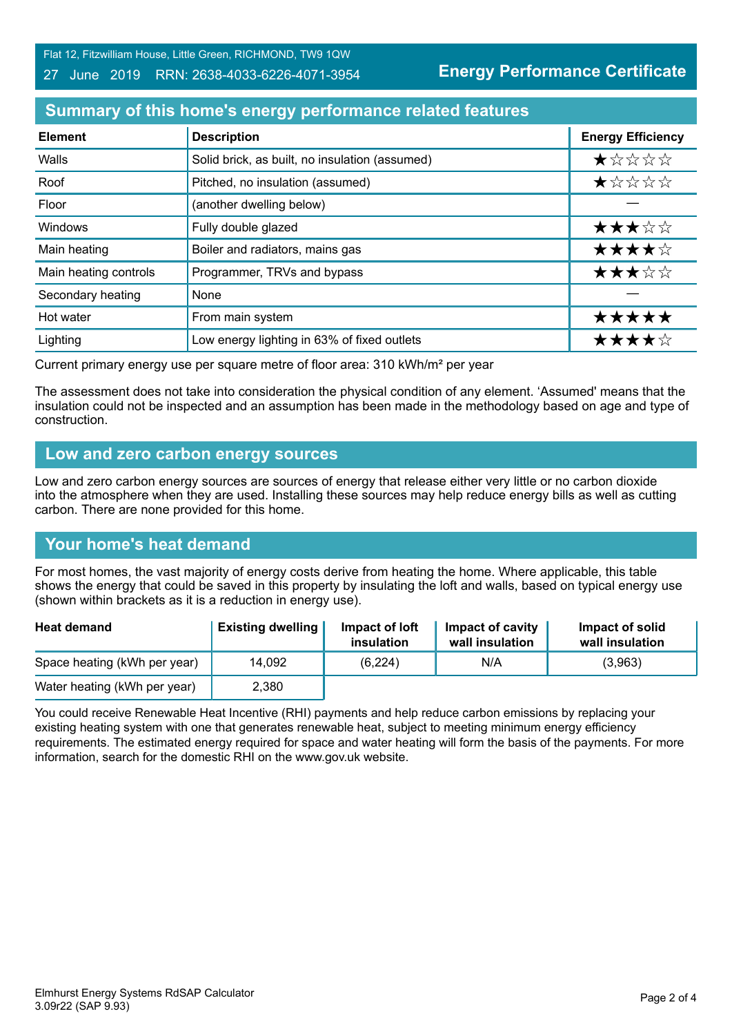Flat 12, Fitzwilliam House, Little Green, RICHMOND, TW9 1QW
27 June 2019 RRN: 2638-4033-6226-4071-3954

**Energy Performance Certificate**

## Summary of this home's energy performance related features

| Element | Description | Energy Efficiency |
|---|---|---|
| Walls | Solid brick, as built, no insulation (assumed) | ★☆☆☆☆ |
| Roof | Pitched, no insulation (assumed) | ★☆☆☆☆ |
| Floor | (another dwelling below) | — |
| Windows | Fully double glazed | ★★★☆☆ |
| Main heating | Boiler and radiators, mains gas | ★★★★☆ |
| Main heating controls | Programmer, TRVs and bypass | ★★★☆☆ |
| Secondary heating | None | — |
| Hot water | From main system | ★★★★★ |
| Lighting | Low energy lighting in 63% of fixed outlets | ★★★★☆ |

Current primary energy use per square metre of floor area: 310 kWh/m² per year

The assessment does not take into consideration the physical condition of any element. 'Assumed' means that the insulation could not be inspected and an assumption has been made in the methodology based on age and type of construction.

## Low and zero carbon energy sources

Low and zero carbon energy sources are sources of energy that release either very little or no carbon dioxide into the atmosphere when they are used. Installing these sources may help reduce energy bills as well as cutting carbon. There are none provided for this home.

## Your home's heat demand

For most homes, the vast majority of energy costs derive from heating the home. Where applicable, this table shows the energy that could be saved in this property by insulating the loft and walls, based on typical energy use (shown within brackets as it is a reduction in energy use).

| Heat demand | Existing dwelling | Impact of loft insulation | Impact of cavity wall insulation | Impact of solid wall insulation |
|---|---|---|---|---|
| Space heating (kWh per year) | 14,092 | (6,224) | N/A | (3,963) |
| Water heating (kWh per year) | 2,380 | | | |

You could receive Renewable Heat Incentive (RHI) payments and help reduce carbon emissions by replacing your existing heating system with one that generates renewable heat, subject to meeting minimum energy efficiency requirements. The estimated energy required for space and water heating will form the basis of the payments. For more information, search for the domestic RHI on the www.gov.uk website.

Elmhurst Energy Systems RdSAP Calculator
3.09r22 (SAP 9.93)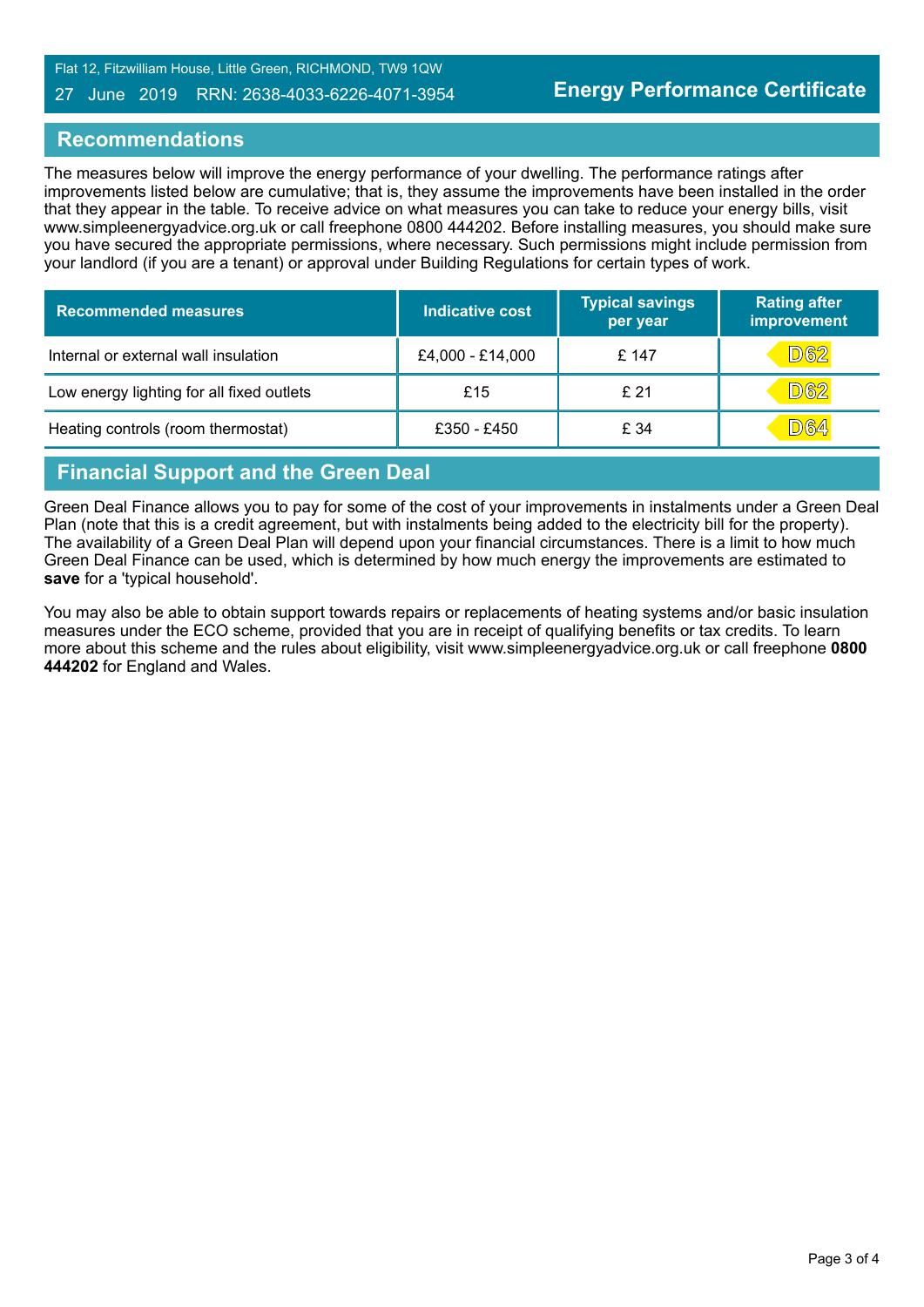## Recommendations

The measures below will improve the energy performance of your dwelling. The performance ratings after improvements listed below are cumulative; that is, they assume the improvements have been installed in the order that they appear in the table. To receive advice on what measures you can take to reduce your energy bills, visit www.simpleenergyadvice.org.uk or call freephone 0800 444202. Before installing measures, you should make sure you have secured the appropriate permissions, where necessary. Such permissions might include permission from your landlord (if you are a tenant) or approval under Building Regulations for certain types of work.

| Recommended measures | Indicative cost | Typical savings per year | Rating after improvement |
|---|---|---|---|
| Internal or external wall insulation | £4,000 - £14,000 | £ 147 | D62 |
| Low energy lighting for all fixed outlets | £15 | £ 21 | D62 |
| Heating controls (room thermostat) | £350 - £450 | £ 34 | D64 |

## Financial Support and the Green Deal

Green Deal Finance allows you to pay for some of the cost of your improvements in instalments under a Green Deal Plan (note that this is a credit agreement, but with instalments being added to the electricity bill for the property). The availability of a Green Deal Plan will depend upon your financial circumstances. There is a limit to how much Green Deal Finance can be used, which is determined by how much energy the improvements are estimated to **save** for a 'typical household'.

You may also be able to obtain support towards repairs or replacements of heating systems and/or basic insulation measures under the ECO scheme, provided that you are in receipt of qualifying benefits or tax credits. To learn more about this scheme and the rules about eligibility, visit www.simpleenergyadvice.org.uk or call freephone **0800 444202** for England and Wales.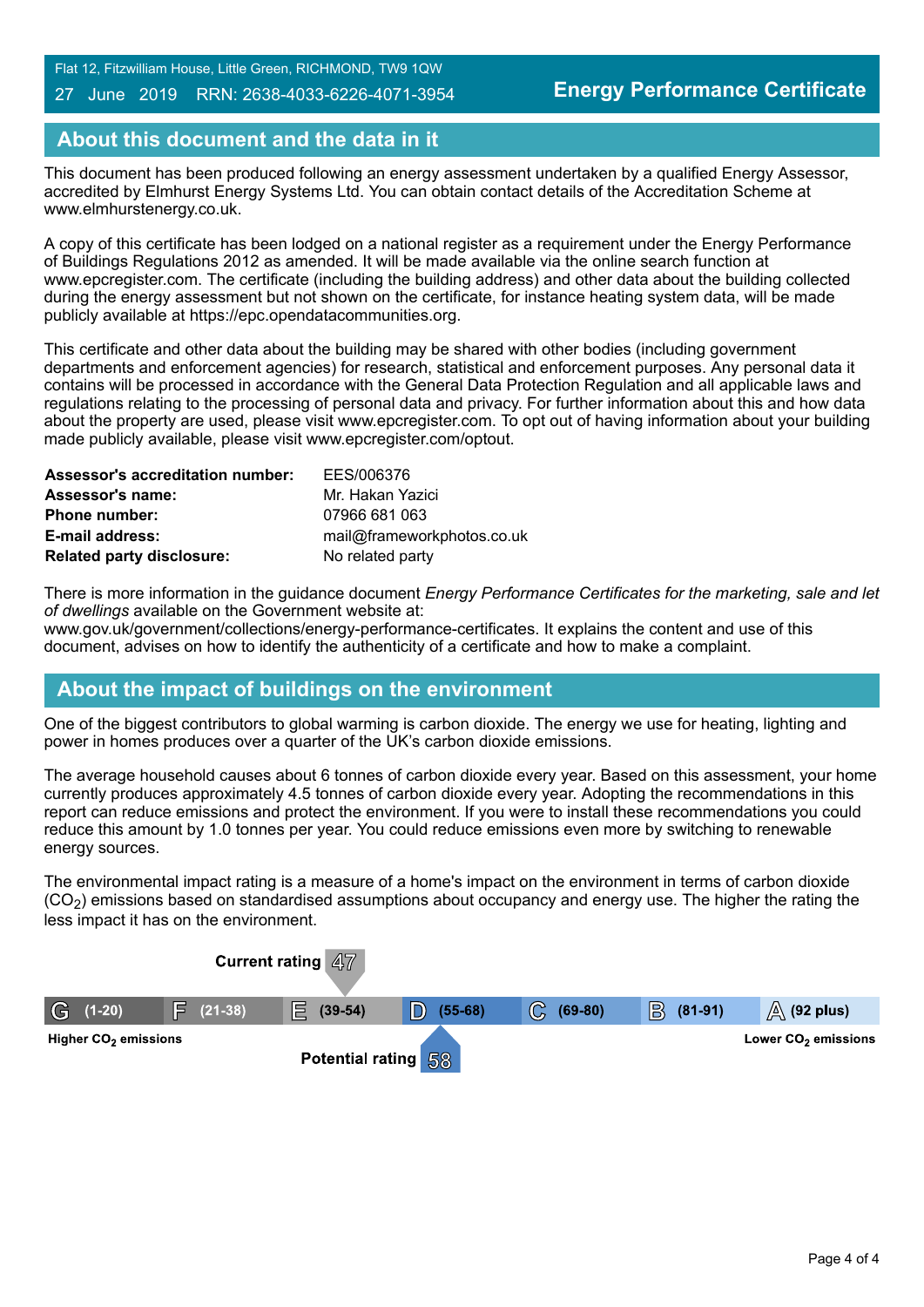Flat 12, Fitzwilliam House, Little Green, RICHMOND, TW9 1QW

27 June 2019 RRN: 2638-4033-6226-4071-3954

**Energy Performance Certificate**

## About this document and the data in it

This document has been produced following an energy assessment undertaken by a qualified Energy Assessor, accredited by Elmhurst Energy Systems Ltd. You can obtain contact details of the Accreditation Scheme at www.elmhurstenergy.co.uk.

A copy of this certificate has been lodged on a national register as a requirement under the Energy Performance of Buildings Regulations 2012 as amended. It will be made available via the online search function at www.epcregister.com. The certificate (including the building address) and other data about the building collected during the energy assessment but not shown on the certificate, for instance heating system data, will be made publicly available at https://epc.opendatacommunities.org.

This certificate and other data about the building may be shared with other bodies (including government departments and enforcement agencies) for research, statistical and enforcement purposes. Any personal data it contains will be processed in accordance with the General Data Protection Regulation and all applicable laws and regulations relating to the processing of personal data and privacy. For further information about this and how data about the property are used, please visit www.epcregister.com. To opt out of having information about your building made publicly available, please visit www.epcregister.com/optout.

| | |
|---|---|
| **Assessor's accreditation number:** | EES/006376 |
| **Assessor's name:** | Mr. Hakan Yazici |
| **Phone number:** | 07966 681 063 |
| **E-mail address:** | mail@frameworkphotos.co.uk |
| **Related party disclosure:** | No related party |

There is more information in the guidance document *Energy Performance Certificates for the marketing, sale and let of dwellings* available on the Government website at: www.gov.uk/government/collections/energy-performance-certificates. It explains the content and use of this document, advises on how to identify the authenticity of a certificate and how to make a complaint.

## About the impact of buildings on the environment

One of the biggest contributors to global warming is carbon dioxide. The energy we use for heating, lighting and power in homes produces over a quarter of the UK's carbon dioxide emissions.

The average household causes about 6 tonnes of carbon dioxide every year. Based on this assessment, your home currently produces approximately 4.5 tonnes of carbon dioxide every year. Adopting the recommendations in this report can reduce emissions and protect the environment. If you were to install these recommendations you could reduce this amount by 1.0 tonnes per year. You could reduce emissions even more by switching to renewable energy sources.

The environmental impact rating is a measure of a home's impact on the environment in terms of carbon dioxide ($CO_2$) emissions based on standardised assumptions about occupancy and energy use. The higher the rating the less impact it has on the environment.

Current rating 47

G (1-20)
F (21-38)
E (39-54)
D (55-68)
C (69-80)
B (81-91)
A (92 plus)

Higher $CO_2$ emissions
Lower $CO_2$ emissions

Potential rating 58